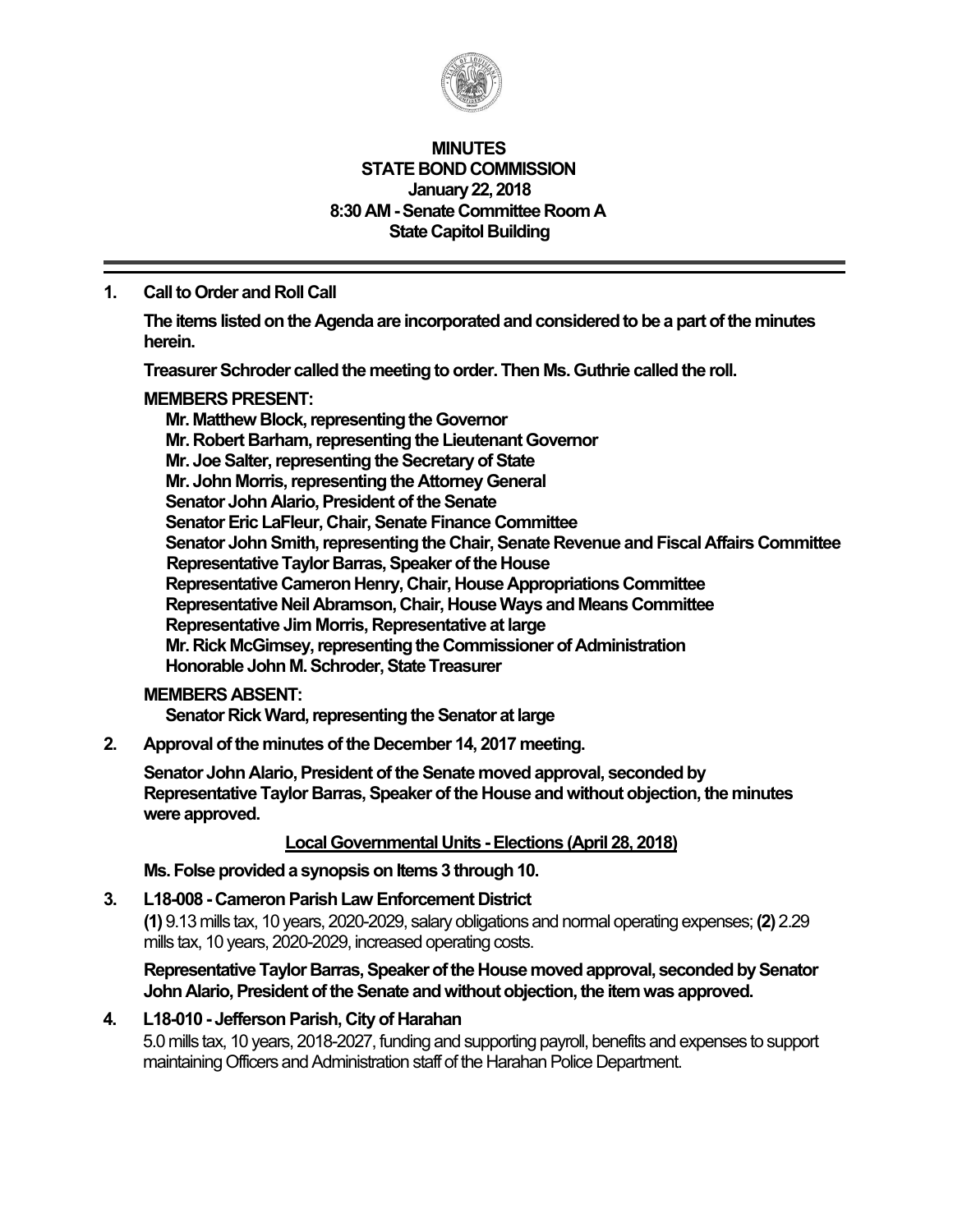# MINUTES
## STATE BOND COMMISSION
### January 22, 2018
### 8:30 AM - Senate Committee Room A
### State Capitol Building

---

**1. Call to Order and Roll Call**

**The items listed on the Agenda are incorporated and considered to be a part of the minutes herein.**

**Treasurer Schroder called the meeting to order. Then Ms. Guthrie called the roll.**

**MEMBERS PRESENT:**

**Mr. Matthew Block, representing the Governor**
**Mr. Robert Barham, representing the Lieutenant Governor**
**Mr. Joe Salter, representing the Secretary of State**
**Mr. John Morris, representing the Attorney General**
**Senator John Alario, President of the Senate**
**Senator Eric LaFleur, Chair, Senate Finance Committee**
**Senator John Smith, representing the Chair, Senate Revenue and Fiscal Affairs Committee**
**Representative Taylor Barras, Speaker of the House**
**Representative Cameron Henry, Chair, House Appropriations Committee**
**Representative Neil Abramson, Chair, House Ways and Means Committee**
**Representative Jim Morris, Representative at large**
**Mr. Rick McGimsey, representing the Commissioner of Administration**
**Honorable John M. Schroder, State Treasurer**

**MEMBERS ABSENT:**

**Senator Rick Ward, representing the Senator at large**

**2. Approval of the minutes of the December 14, 2017 meeting.**

**Senator John Alario, President of the Senate moved approval, seconded by Representative Taylor Barras, Speaker of the House and without objection, the minutes were approved.**

**<u>Local Governmental Units - Elections (April 28, 2018)</u>**

**Ms. Folse provided a synopsis on Items 3 through 10.**

**3. L18-008 - Cameron Parish Law Enforcement District**

**(1)** 9.13 mills tax, 10 years, 2020-2029, salary obligations and normal operating expenses; **(2)** 2.29 mills tax, 10 years, 2020-2029, increased operating costs.

**Representative Taylor Barras, Speaker of the House moved approval, seconded by Senator John Alario, President of the Senate and without objection, the item was approved.**

**4. L18-010 - Jefferson Parish, City of Harahan**

5.0 mills tax, 10 years, 2018-2027, funding and supporting payroll, benefits and expenses to support maintaining Officers and Administration staff of the Harahan Police Department.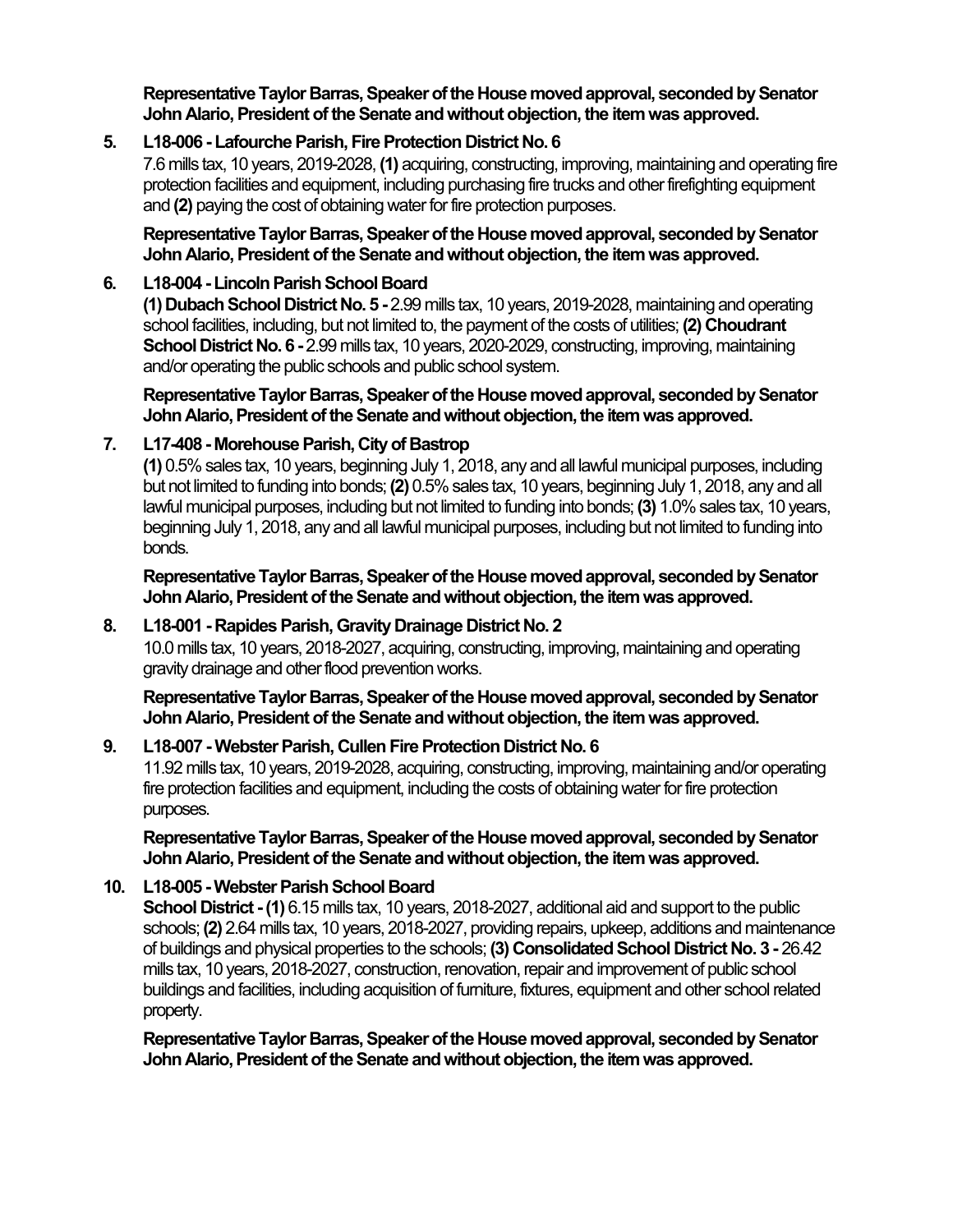**Representative Taylor Barras, Speaker of the House moved approval, seconded by Senator John Alario, President of the Senate and without objection, the item was approved.**

5. **L18-006 - Lafourche Parish, Fire Protection District No. 6**

   7.6 mills tax, 10 years, 2019-2028, **(1)** acquiring, constructing, improving, maintaining and operating fire protection facilities and equipment, including purchasing fire trucks and other firefighting equipment and **(2)** paying the cost of obtaining water for fire protection purposes.

   **Representative Taylor Barras, Speaker of the House moved approval, seconded by Senator John Alario, President of the Senate and without objection, the item was approved.**

6. **L18-004 - Lincoln Parish School Board**

   **(1) Dubach School District No. 5 -** 2.99 mills tax, 10 years, 2019-2028, maintaining and operating school facilities, including, but not limited to, the payment of the costs of utilities; **(2) Choudrant School District No. 6 -** 2.99 mills tax, 10 years, 2020-2029, constructing, improving, maintaining and/or operating the public schools and public school system.

   **Representative Taylor Barras, Speaker of the House moved approval, seconded by Senator John Alario, President of the Senate and without objection, the item was approved.**

7. **L17-408 - Morehouse Parish, City of Bastrop**

   **(1)** 0.5% sales tax, 10 years, beginning July 1, 2018, any and all lawful municipal purposes, including but not limited to funding into bonds; **(2)** 0.5% sales tax, 10 years, beginning July 1, 2018, any and all lawful municipal purposes, including but not limited to funding into bonds; **(3)** 1.0% sales tax, 10 years, beginning July 1, 2018, any and all lawful municipal purposes, including but not limited to funding into bonds.

   **Representative Taylor Barras, Speaker of the House moved approval, seconded by Senator John Alario, President of the Senate and without objection, the item was approved.**

8. **L18-001 - Rapides Parish, Gravity Drainage District No. 2**

   10.0 mills tax, 10 years, 2018-2027, acquiring, constructing, improving, maintaining and operating gravity drainage and other flood prevention works.

   **Representative Taylor Barras, Speaker of the House moved approval, seconded by Senator John Alario, President of the Senate and without objection, the item was approved.**

9. **L18-007 - Webster Parish, Cullen Fire Protection District No. 6**

   11.92 mills tax, 10 years, 2019-2028, acquiring, constructing, improving, maintaining and/or operating fire protection facilities and equipment, including the costs of obtaining water for fire protection purposes.

   **Representative Taylor Barras, Speaker of the House moved approval, seconded by Senator John Alario, President of the Senate and without objection, the item was approved.**

10. **L18-005 - Webster Parish School Board**

    **School District - (1)** 6.15 mills tax, 10 years, 2018-2027, additional aid and support to the public schools; **(2)** 2.64 mills tax, 10 years, 2018-2027, providing repairs, upkeep, additions and maintenance of buildings and physical properties to the schools; **(3) Consolidated School District No. 3 -** 26.42 mills tax, 10 years, 2018-2027, construction, renovation, repair and improvement of public school buildings and facilities, including acquisition of furniture, fixtures, equipment and other school related property.

    **Representative Taylor Barras, Speaker of the House moved approval, seconded by Senator John Alario, President of the Senate and without objection, the item was approved.**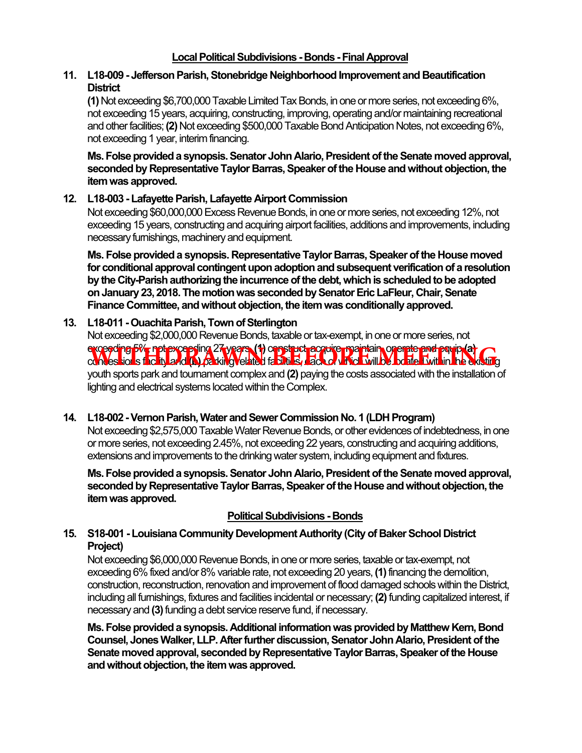## Local Political Subdivisions - Bonds - Final Approval

**11. L18-009 - Jefferson Parish, Stonebridge Neighborhood Improvement and Beautification District**

**(1)** Not exceeding $6,700,000 Taxable Limited Tax Bonds, in one or more series, not exceeding 6%, not exceeding 15 years, acquiring, constructing, improving, operating and/or maintaining recreational and other facilities; **(2)** Not exceeding $500,000 Taxable Bond Anticipation Notes, not exceeding 6%, not exceeding 1 year, interim financing.

**Ms. Folse provided a synopsis. Senator John Alario, President of the Senate moved approval, seconded by Representative Taylor Barras, Speaker of the House and without objection, the item was approved.**

**12. L18-003 - Lafayette Parish, Lafayette Airport Commission**

Not exceeding $60,000,000 Excess Revenue Bonds, in one or more series, not exceeding 12%, not exceeding 15 years, constructing and acquiring airport facilities, additions and improvements, including necessary furnishings, machinery and equipment.

**Ms. Folse provided a synopsis. Representative Taylor Barras, Speaker of the House moved for conditional approval contingent upon adoption and subsequent verification of a resolution by the City-Parish authorizing the incurrence of the debt, which is scheduled to be adopted on January 23, 2018. The motion was seconded by Senator Eric LaFleur, Chair, Senate Finance Committee, and without objection, the item was conditionally approved.**

**13. L18-011 - Ouachita Parish, Town of Sterlington**

Not exceeding $2,000,000 Revenue Bonds, taxable or tax-exempt, in one or more series, not exceeding 5%, not exceeding 27 years, **(1)** construct, acquire, maintain, operate and equip **(a)** concessions facility and **(b)** parking related facilities, each of which will be located within the existing youth sports park and tournament complex and **(2)** paying the costs associated with the installation of lighting and electrical systems located within the Complex.

**WITHDRAWN BEFORE MEETING**

**14. L18-002 - Vernon Parish, Water and Sewer Commission No. 1 (LDH Program)**

Not exceeding $2,575,000 Taxable Water Revenue Bonds, or other evidences of indebtedness, in one or more series, not exceeding 2.45%, not exceeding 22 years, constructing and acquiring additions, extensions and improvements to the drinking water system, including equipment and fixtures.

**Ms. Folse provided a synopsis. Senator John Alario, President of the Senate moved approval, seconded by Representative Taylor Barras, Speaker of the House and without objection, the item was approved.**

## Political Subdivisions - Bonds

**15. S18-001 - Louisiana Community Development Authority (City of Baker School District Project)**

Not exceeding $6,000,000 Revenue Bonds, in one or more series, taxable or tax-exempt, not exceeding 6% fixed and/or 8% variable rate, not exceeding 20 years, **(1)** financing the demolition, construction, reconstruction, renovation and improvement of flood damaged schools within the District, including all furnishings, fixtures and facilities incidental or necessary; **(2)** funding capitalized interest, if necessary and **(3)** funding a debt service reserve fund, if necessary.

**Ms. Folse provided a synopsis. Additional information was provided by Matthew Kern, Bond Counsel, Jones Walker, LLP. After further discussion, Senator John Alario, President of the Senate moved approval, seconded by Representative Taylor Barras, Speaker of the House and without objection, the item was approved.**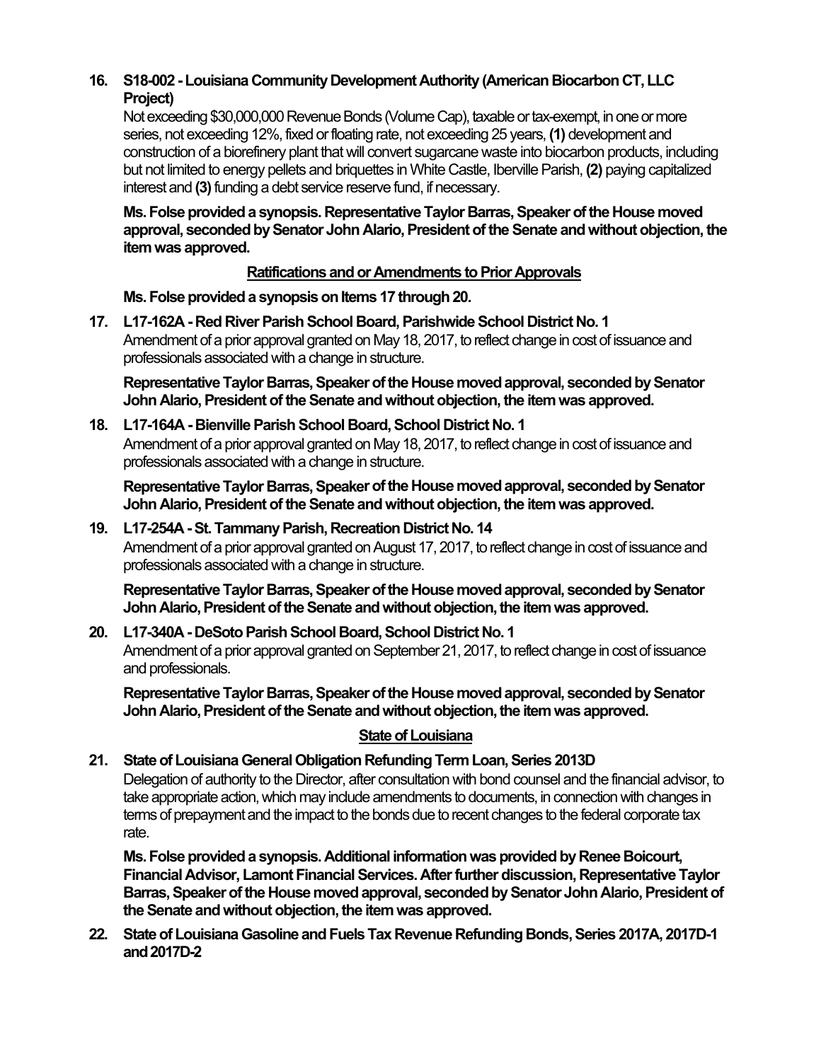16. **S18-002 - Louisiana Community Development Authority (American Biocarbon CT, LLC Project)**

    Not exceeding $30,000,000 Revenue Bonds (Volume Cap), taxable or tax-exempt, in one or more series, not exceeding 12%, fixed or floating rate, not exceeding 25 years, **(1)** development and construction of a biorefinery plant that will convert sugarcane waste into biocarbon products, including but not limited to energy pellets and briquettes in White Castle, Iberville Parish, **(2)** paying capitalized interest and **(3)** funding a debt service reserve fund, if necessary.

    **Ms. Folse provided a synopsis. Representative Taylor Barras, Speaker of the House moved approval, seconded by Senator John Alario, President of the Senate and without objection, the item was approved.**

**Ratifications and or Amendments to Prior Approvals**

**Ms. Folse provided a synopsis on Items 17 through 20.**

17. **L17-162A - Red River Parish School Board, Parishwide School District No. 1**

    Amendment of a prior approval granted on May 18, 2017, to reflect change in cost of issuance and professionals associated with a change in structure.

    **Representative Taylor Barras, Speaker of the House moved approval, seconded by Senator John Alario, President of the Senate and without objection, the item was approved.**

18. **L17-164A - Bienville Parish School Board, School District No. 1**

    Amendment of a prior approval granted on May 18, 2017, to reflect change in cost of issuance and professionals associated with a change in structure.

    **Representative Taylor Barras, Speaker of the House moved approval, seconded by Senator John Alario, President of the Senate and without objection, the item was approved.**

19. **L17-254A - St. Tammany Parish, Recreation District No. 14**

    Amendment of a prior approval granted on August 17, 2017, to reflect change in cost of issuance and professionals associated with a change in structure.

    **Representative Taylor Barras, Speaker of the House moved approval, seconded by Senator John Alario, President of the Senate and without objection, the item was approved.**

20. **L17-340A - DeSoto Parish School Board, School District No. 1**

    Amendment of a prior approval granted on September 21, 2017, to reflect change in cost of issuance and professionals.

    **Representative Taylor Barras, Speaker of the House moved approval, seconded by Senator John Alario, President of the Senate and without objection, the item was approved.**

**State of Louisiana**

21. **State of Louisiana General Obligation Refunding Term Loan, Series 2013D**

    Delegation of authority to the Director, after consultation with bond counsel and the financial advisor, to take appropriate action, which may include amendments to documents, in connection with changes in terms of prepayment and the impact to the bonds due to recent changes to the federal corporate tax rate.

    **Ms. Folse provided a synopsis. Additional information was provided by Renee Boicourt, Financial Advisor, Lamont Financial Services. After further discussion, Representative Taylor Barras, Speaker of the House moved approval, seconded by Senator John Alario, President of the Senate and without objection, the item was approved.**

22. **State of Louisiana Gasoline and Fuels Tax Revenue Refunding Bonds, Series 2017A, 2017D-1 and 2017D-2**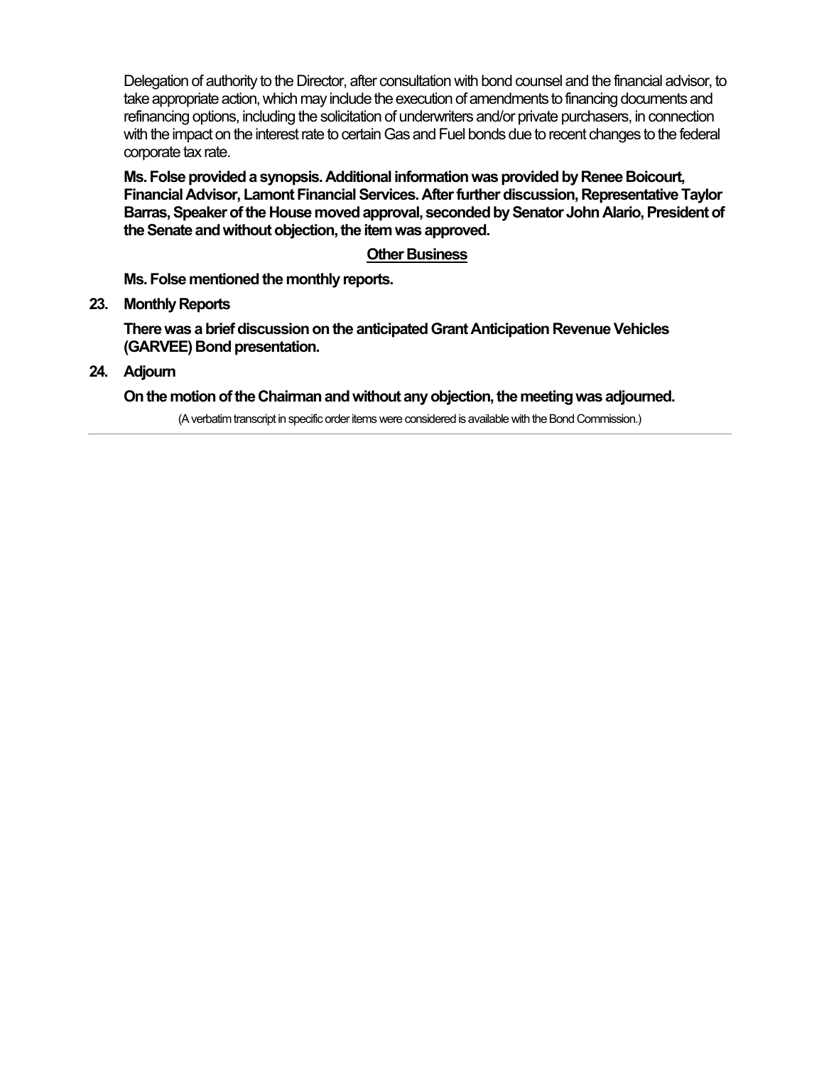Delegation of authority to the Director, after consultation with bond counsel and the financial advisor, to take appropriate action, which may include the execution of amendments to financing documents and refinancing options, including the solicitation of underwriters and/or private purchasers, in connection with the impact on the interest rate to certain Gas and Fuel bonds due to recent changes to the federal corporate tax rate.

**Ms. Folse provided a synopsis. Additional information was provided by Renee Boicourt, Financial Advisor, Lamont Financial Services. After further discussion, Representative Taylor Barras, Speaker of the House moved approval, seconded by Senator John Alario, President of the Senate and without objection, the item was approved.**

## Other Business

**Ms. Folse mentioned the monthly reports.**

**23. Monthly Reports**

**There was a brief discussion on the anticipated Grant Anticipation Revenue Vehicles (GARVEE) Bond presentation.**

**24. Adjourn**

**On the motion of the Chairman and without any objection, the meeting was adjourned.**

(A verbatim transcript in specific order items were considered is available with the Bond Commission.)